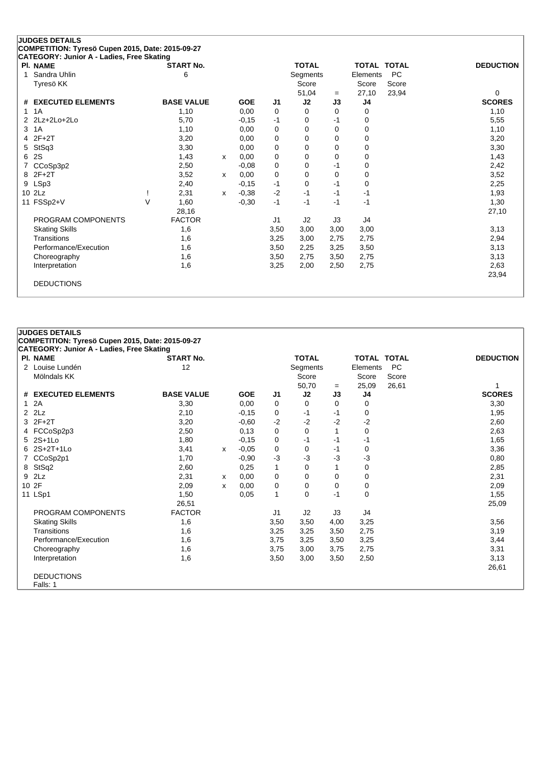## JUDGES DETAILS

**COMPETITION: Tyresö Cupen 2015, Date: 2015-09-27**

**CATEGORY: Junior A - Ladies, Free Skating**

| Pl. | NAME | START No. | TOTAL Segments Score | = | TOTAL Elements Score | TOTAL PC Score | DEDUCTION |
|---|---|---|---|---|---|---|---|
| 1 | Sandra Uhlin<br>Tyresö KK | 6 | 51,04 | = | 27,10 | 23,94 | 0 |

| # | EXECUTED ELEMENTS | | BASE VALUE | | GOE | J1 | J2 | J3 | J4 | SCORES |
|---|---|---|---|---|---|---|---|---|---|---|
| 1 | 1A | | 1,10 | | 0,00 | 0 | 0 | 0 | 0 | 1,10 |
| 2 | 2Lz+2Lo+2Lo | | 5,70 | | -0,15 | -1 | 0 | -1 | 0 | 5,55 |
| 3 | 1A | | 1,10 | | 0,00 | 0 | 0 | 0 | 0 | 1,10 |
| 4 | 2F+2T | | 3,20 | | 0,00 | 0 | 0 | 0 | 0 | 3,20 |
| 5 | StSq3 | | 3,30 | | 0,00 | 0 | 0 | 0 | 0 | 3,30 |
| 6 | 2S | | 1,43 | x | 0,00 | 0 | 0 | 0 | 0 | 1,43 |
| 7 | CCoSp3p2 | | 2,50 | | -0,08 | 0 | 0 | -1 | 0 | 2,42 |
| 8 | 2F+2T | | 3,52 | x | 0,00 | 0 | 0 | 0 | 0 | 3,52 |
| 9 | LSp3 | | 2,40 | | -0,15 | -1 | 0 | -1 | 0 | 2,25 |
| 10 | 2Lz | ! | 2,31 | x | -0,38 | -2 | -1 | -1 | -1 | 1,93 |
| 11 | FSSp2+V | V | 1,60 | | -0,30 | -1 | -1 | -1 | -1 | 1,30 |
| | | | 28,16 | | | | | | | 27,10 |

| PROGRAM COMPONENTS | FACTOR | J1 | J2 | J3 | J4 | |
|---|---|---|---|---|---|---|
| Skating Skills | 1,6 | 3,50 | 3,00 | 3,00 | 3,00 | 3,13 |
| Transitions | 1,6 | 3,25 | 3,00 | 2,75 | 2,75 | 2,94 |
| Performance/Execution | 1,6 | 3,50 | 2,25 | 3,25 | 3,50 | 3,13 |
| Choreography | 1,6 | 3,50 | 2,75 | 3,50 | 2,75 | 3,13 |
| Interpretation | 1,6 | 3,25 | 2,00 | 2,50 | 2,75 | 2,63 |
| | | | | | | 23,94 |

DEDUCTIONS

## JUDGES DETAILS

**COMPETITION: Tyresö Cupen 2015, Date: 2015-09-27**

**CATEGORY: Junior A - Ladies, Free Skating**

| Pl. | NAME | START No. | TOTAL Segments Score | = | TOTAL Elements Score | TOTAL PC Score | DEDUCTION |
|---|---|---|---|---|---|---|---|
| 2 | Louise Lundén<br>Mölndals KK | 12 | 50,70 | = | 25,09 | 26,61 | 1 |

| # | EXECUTED ELEMENTS | | BASE VALUE | | GOE | J1 | J2 | J3 | J4 | SCORES |
|---|---|---|---|---|---|---|---|---|---|---|
| 1 | 2A | | 3,30 | | 0,00 | 0 | 0 | 0 | 0 | 3,30 |
| 2 | 2Lz | | 2,10 | | -0,15 | 0 | -1 | -1 | 0 | 1,95 |
| 3 | 2F+2T | | 3,20 | | -0,60 | -2 | -2 | -2 | -2 | 2,60 |
| 4 | FCCoSp2p3 | | 2,50 | | 0,13 | 0 | 0 | 1 | 0 | 2,63 |
| 5 | 2S+1Lo | | 1,80 | | -0,15 | 0 | -1 | -1 | -1 | 1,65 |
| 6 | 2S+2T+1Lo | | 3,41 | x | -0,05 | 0 | 0 | -1 | 0 | 3,36 |
| 7 | CCoSp2p1 | | 1,70 | | -0,90 | -3 | -3 | -3 | -3 | 0,80 |
| 8 | StSq2 | | 2,60 | | 0,25 | 1 | 0 | 1 | 0 | 2,85 |
| 9 | 2Lz | | 2,31 | x | 0,00 | 0 | 0 | 0 | 0 | 2,31 |
| 10 | 2F | | 2,09 | x | 0,00 | 0 | 0 | 0 | 0 | 2,09 |
| 11 | LSp1 | | 1,50 | | 0,05 | 1 | 0 | -1 | 0 | 1,55 |
| | | | 26,51 | | | | | | | 25,09 |

| PROGRAM COMPONENTS | FACTOR | J1 | J2 | J3 | J4 | |
|---|---|---|---|---|---|---|
| Skating Skills | 1,6 | 3,50 | 3,50 | 4,00 | 3,25 | 3,56 |
| Transitions | 1,6 | 3,25 | 3,25 | 3,50 | 2,75 | 3,19 |
| Performance/Execution | 1,6 | 3,75 | 3,25 | 3,50 | 3,25 | 3,44 |
| Choreography | 1,6 | 3,75 | 3,00 | 3,75 | 2,75 | 3,31 |
| Interpretation | 1,6 | 3,50 | 3,00 | 3,50 | 2,50 | 3,13 |
| | | | | | | 26,61 |

DEDUCTIONS

Falls: 1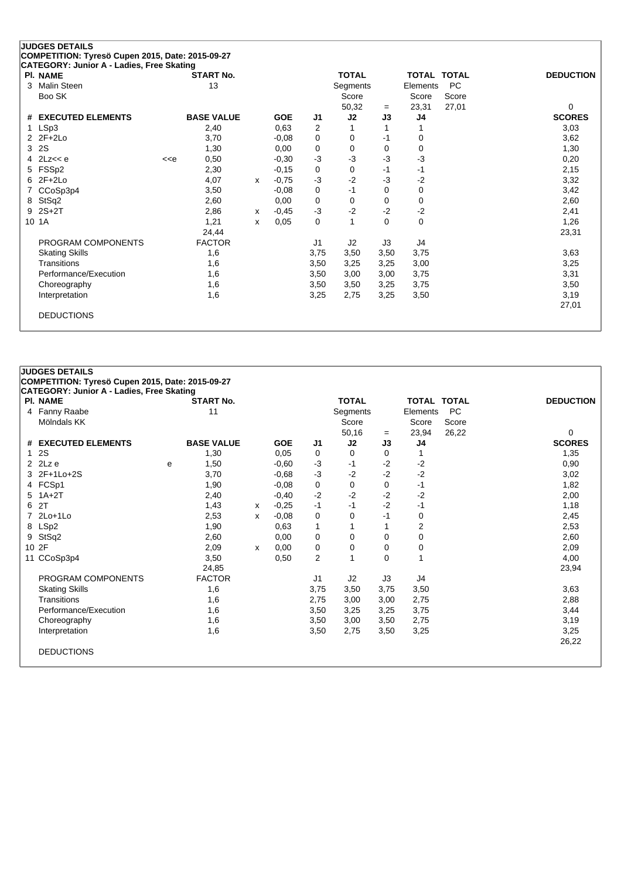**JUDGES DETAILS**
**COMPETITION: Tyresö Cupen 2015, Date: 2015-09-27**
**CATEGORY: Junior A - Ladies, Free Skating**

| Pl. | NAME | START No. | TOTAL Segments Score | = | TOTAL Elements Score | TOTAL PC Score | DEDUCTION |
|---|---|---|---|---|---|---|---|
| 3 | Malin Steen<br>Boo SK | 13 | 50,32 | = | 23,31 | 27,01 | 0 |

| # | EXECUTED ELEMENTS | | BASE VALUE | | GOE | J1 | J2 | J3 | J4 | SCORES |
|---|---|---|---|---|---|---|---|---|---|---|
| 1 | LSp3 | | 2,40 | | 0,63 | 2 | 1 | 1 | 1 | 3,03 |
| 2 | 2F+2Lo | | 3,70 | | -0,08 | 0 | 0 | -1 | 0 | 3,62 |
| 3 | 2S | | 1,30 | | 0,00 | 0 | 0 | 0 | 0 | 1,30 |
| 4 | 2Lz<< e | <<e | 0,50 | | -0,30 | -3 | -3 | -3 | -3 | 0,20 |
| 5 | FSSp2 | | 2,30 | | -0,15 | 0 | 0 | -1 | -1 | 2,15 |
| 6 | 2F+2Lo | | 4,07 | x | -0,75 | -3 | -2 | -3 | -2 | 3,32 |
| 7 | CCoSp3p4 | | 3,50 | | -0,08 | 0 | -1 | 0 | 0 | 3,42 |
| 8 | StSq2 | | 2,60 | | 0,00 | 0 | 0 | 0 | 0 | 2,60 |
| 9 | 2S+2T | | 2,86 | x | -0,45 | -3 | -2 | -2 | -2 | 2,41 |
| 10 | 1A | | 1,21 | x | 0,05 | 0 | 1 | 0 | 0 | 1,26 |
| | | | 24,44 | | | | | | | 23,31 |
| | PROGRAM COMPONENTS | | FACTOR | | | J1 | J2 | J3 | J4 | |
| | Skating Skills | | 1,6 | | | 3,75 | 3,50 | 3,50 | 3,75 | 3,63 |
| | Transitions | | 1,6 | | | 3,50 | 3,25 | 3,25 | 3,00 | 3,25 |
| | Performance/Execution | | 1,6 | | | 3,50 | 3,00 | 3,00 | 3,75 | 3,31 |
| | Choreography | | 1,6 | | | 3,50 | 3,50 | 3,25 | 3,75 | 3,50 |
| | Interpretation | | 1,6 | | | 3,25 | 2,75 | 3,25 | 3,50 | 3,19 |
| | | | | | | | | | | 27,01 |
| | DEDUCTIONS | | | | | | | | | |

**JUDGES DETAILS**
**COMPETITION: Tyresö Cupen 2015, Date: 2015-09-27**
**CATEGORY: Junior A - Ladies, Free Skating**

| Pl. | NAME | START No. | TOTAL Segments Score | = | TOTAL Elements Score | TOTAL PC Score | DEDUCTION |
|---|---|---|---|---|---|---|---|
| 4 | Fanny Raabe<br>Mölndals KK | 11 | 50,16 | = | 23,94 | 26,22 | 0 |

| # | EXECUTED ELEMENTS | | BASE VALUE | | GOE | J1 | J2 | J3 | J4 | SCORES |
|---|---|---|---|---|---|---|---|---|---|---|
| 1 | 2S | | 1,30 | | 0,05 | 0 | 0 | 0 | 1 | 1,35 |
| 2 | 2Lz e | e | 1,50 | | -0,60 | -3 | -1 | -2 | -2 | 0,90 |
| 3 | 2F+1Lo+2S | | 3,70 | | -0,68 | -3 | -2 | -2 | -2 | 3,02 |
| 4 | FCSp1 | | 1,90 | | -0,08 | 0 | 0 | 0 | -1 | 1,82 |
| 5 | 1A+2T | | 2,40 | | -0,40 | -2 | -2 | -2 | -2 | 2,00 |
| 6 | 2T | | 1,43 | x | -0,25 | -1 | -1 | -2 | -1 | 1,18 |
| 7 | 2Lo+1Lo | | 2,53 | x | -0,08 | 0 | 0 | -1 | 0 | 2,45 |
| 8 | LSp2 | | 1,90 | | 0,63 | 1 | 1 | 1 | 2 | 2,53 |
| 9 | StSq2 | | 2,60 | | 0,00 | 0 | 0 | 0 | 0 | 2,60 |
| 10 | 2F | | 2,09 | x | 0,00 | 0 | 0 | 0 | 0 | 2,09 |
| 11 | CCoSp3p4 | | 3,50 | | 0,50 | 2 | 1 | 0 | 1 | 4,00 |
| | | | 24,85 | | | | | | | 23,94 |
| | PROGRAM COMPONENTS | | FACTOR | | | J1 | J2 | J3 | J4 | |
| | Skating Skills | | 1,6 | | | 3,75 | 3,50 | 3,75 | 3,50 | 3,63 |
| | Transitions | | 1,6 | | | 2,75 | 3,00 | 3,00 | 2,75 | 2,88 |
| | Performance/Execution | | 1,6 | | | 3,50 | 3,25 | 3,25 | 3,75 | 3,44 |
| | Choreography | | 1,6 | | | 3,50 | 3,00 | 3,50 | 2,75 | 3,19 |
| | Interpretation | | 1,6 | | | 3,50 | 2,75 | 3,50 | 3,25 | 3,25 |
| | | | | | | | | | | 26,22 |
| | DEDUCTIONS | | | | | | | | | |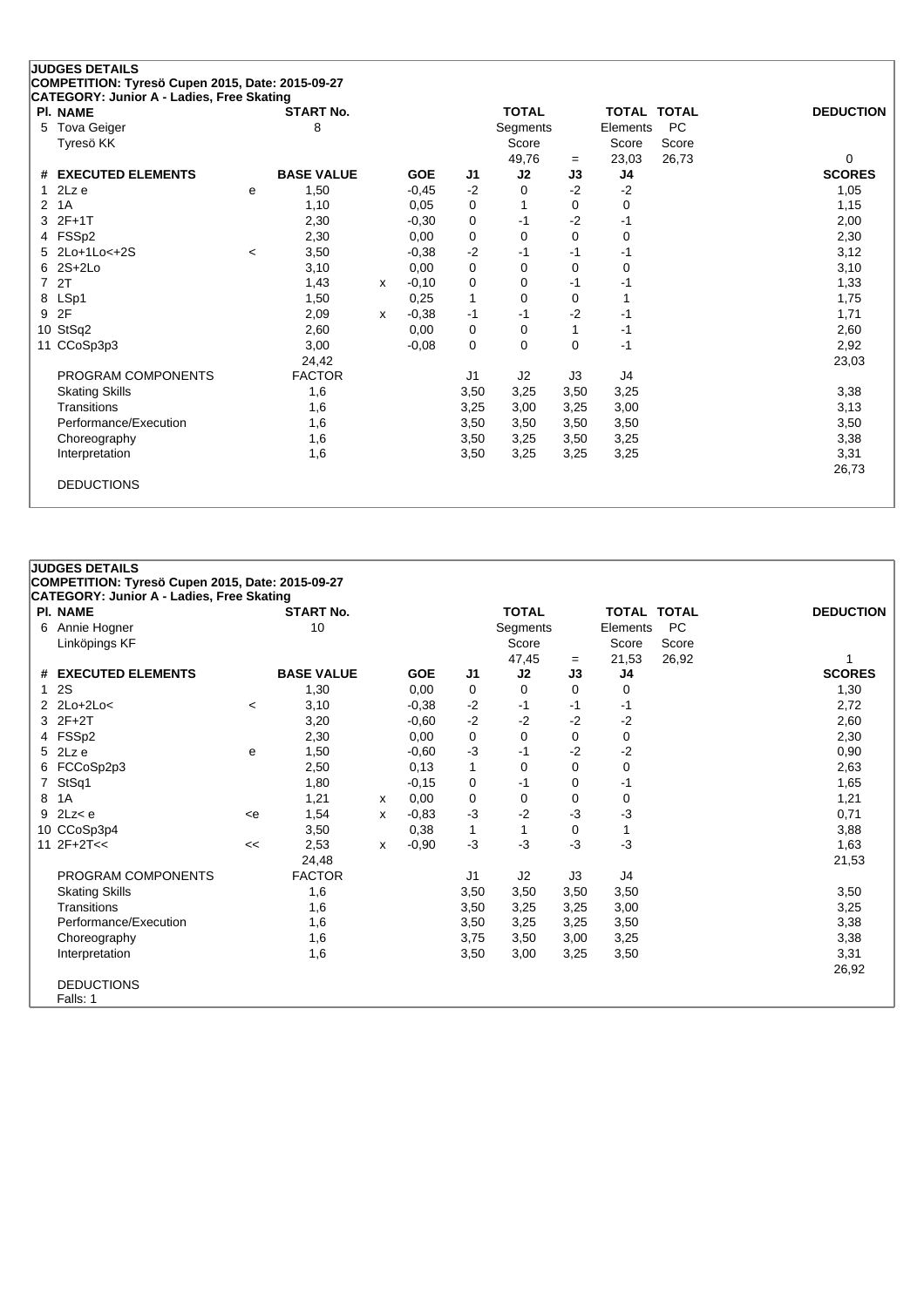**JUDGES DETAILS**
**COMPETITION: Tyresö Cupen 2015, Date: 2015-09-27**
**CATEGORY: Junior A - Ladies, Free Skating**

| Pl. | NAME | START No. | TOTAL Segments Score | = | TOTAL Elements Score | TOTAL PC Score | DEDUCTION |
|---|---|---|---|---|---|---|---|
| 5 | Tova Geiger, Tyresö KK | 8 | 49,76 | = | 23,03 | 26,73 | 0 |

| # | EXECUTED ELEMENTS | | BASE VALUE | | GOE | J1 | J2 | J3 | J4 | SCORES |
|---|---|---|---|---|---|---|---|---|---|---|
| 1 | 2Lz e | e | 1,50 | | -0,45 | -2 | 0 | -2 | -2 | 1,05 |
| 2 | 1A | | 1,10 | | 0,05 | 0 | 1 | 0 | 0 | 1,15 |
| 3 | 2F+1T | | 2,30 | | -0,30 | 0 | -1 | -2 | -1 | 2,00 |
| 4 | FSSp2 | | 2,30 | | 0,00 | 0 | 0 | 0 | 0 | 2,30 |
| 5 | 2Lo+1Lo<+2S | < | 3,50 | | -0,38 | -2 | -1 | -1 | -1 | 3,12 |
| 6 | 2S+2Lo | | 3,10 | | 0,00 | 0 | 0 | 0 | 0 | 3,10 |
| 7 | 2T | | 1,43 | x | -0,10 | 0 | 0 | -1 | -1 | 1,33 |
| 8 | LSp1 | | 1,50 | | 0,25 | 1 | 0 | 0 | 1 | 1,75 |
| 9 | 2F | | 2,09 | x | -0,38 | -1 | -1 | -2 | -1 | 1,71 |
| 10 | StSq2 | | 2,60 | | 0,00 | 0 | 0 | 1 | -1 | 2,60 |
| 11 | CCoSp3p3 | | 3,00 | | -0,08 | 0 | 0 | 0 | -1 | 2,92 |
| | | | 24,42 | | | | | | | 23,03 |
| | PROGRAM COMPONENTS | | FACTOR | | | J1 | J2 | J3 | J4 | |
| | Skating Skills | | 1,6 | | | 3,50 | 3,25 | 3,50 | 3,25 | 3,38 |
| | Transitions | | 1,6 | | | 3,25 | 3,00 | 3,25 | 3,00 | 3,13 |
| | Performance/Execution | | 1,6 | | | 3,50 | 3,50 | 3,50 | 3,50 | 3,50 |
| | Choreography | | 1,6 | | | 3,50 | 3,25 | 3,50 | 3,25 | 3,38 |
| | Interpretation | | 1,6 | | | 3,50 | 3,25 | 3,25 | 3,25 | 3,31 |
| | | | | | | | | | | 26,73 |

DEDUCTIONS

**JUDGES DETAILS**
**COMPETITION: Tyresö Cupen 2015, Date: 2015-09-27**
**CATEGORY: Junior A - Ladies, Free Skating**

| Pl. | NAME | START No. | TOTAL Segments Score | = | TOTAL Elements Score | TOTAL PC Score | DEDUCTION |
|---|---|---|---|---|---|---|---|
| 6 | Annie Hogner, Linköpings KF | 10 | 47,45 | = | 21,53 | 26,92 | 1 |

| # | EXECUTED ELEMENTS | | BASE VALUE | | GOE | J1 | J2 | J3 | J4 | SCORES |
|---|---|---|---|---|---|---|---|---|---|---|
| 1 | 2S | | 1,30 | | 0,00 | 0 | 0 | 0 | 0 | 1,30 |
| 2 | 2Lo+2Lo< | < | 3,10 | | -0,38 | -2 | -1 | -1 | -1 | 2,72 |
| 3 | 2F+2T | | 3,20 | | -0,60 | -2 | -2 | -2 | -2 | 2,60 |
| 4 | FSSp2 | | 2,30 | | 0,00 | 0 | 0 | 0 | 0 | 2,30 |
| 5 | 2Lz e | e | 1,50 | | -0,60 | -3 | -1 | -2 | -2 | 0,90 |
| 6 | FCCoSp2p3 | | 2,50 | | 0,13 | 1 | 0 | 0 | 0 | 2,63 |
| 7 | StSq1 | | 1,80 | | -0,15 | 0 | -1 | 0 | -1 | 1,65 |
| 8 | 1A | | 1,21 | x | 0,00 | 0 | 0 | 0 | 0 | 1,21 |
| 9 | 2Lz< e | <e | 1,54 | x | -0,83 | -3 | -2 | -3 | -3 | 0,71 |
| 10 | CCoSp3p4 | | 3,50 | | 0,38 | 1 | 1 | 0 | 1 | 3,88 |
| 11 | 2F+2T<< | << | 2,53 | x | -0,90 | -3 | -3 | -3 | -3 | 1,63 |
| | | | 24,48 | | | | | | | 21,53 |
| | PROGRAM COMPONENTS | | FACTOR | | | J1 | J2 | J3 | J4 | |
| | Skating Skills | | 1,6 | | | 3,50 | 3,50 | 3,50 | 3,50 | 3,50 |
| | Transitions | | 1,6 | | | 3,50 | 3,25 | 3,25 | 3,00 | 3,25 |
| | Performance/Execution | | 1,6 | | | 3,50 | 3,25 | 3,25 | 3,50 | 3,38 |
| | Choreography | | 1,6 | | | 3,75 | 3,50 | 3,00 | 3,25 | 3,38 |
| | Interpretation | | 1,6 | | | 3,50 | 3,00 | 3,25 | 3,50 | 3,31 |
| | | | | | | | | | | 26,92 |

DEDUCTIONS
Falls: 1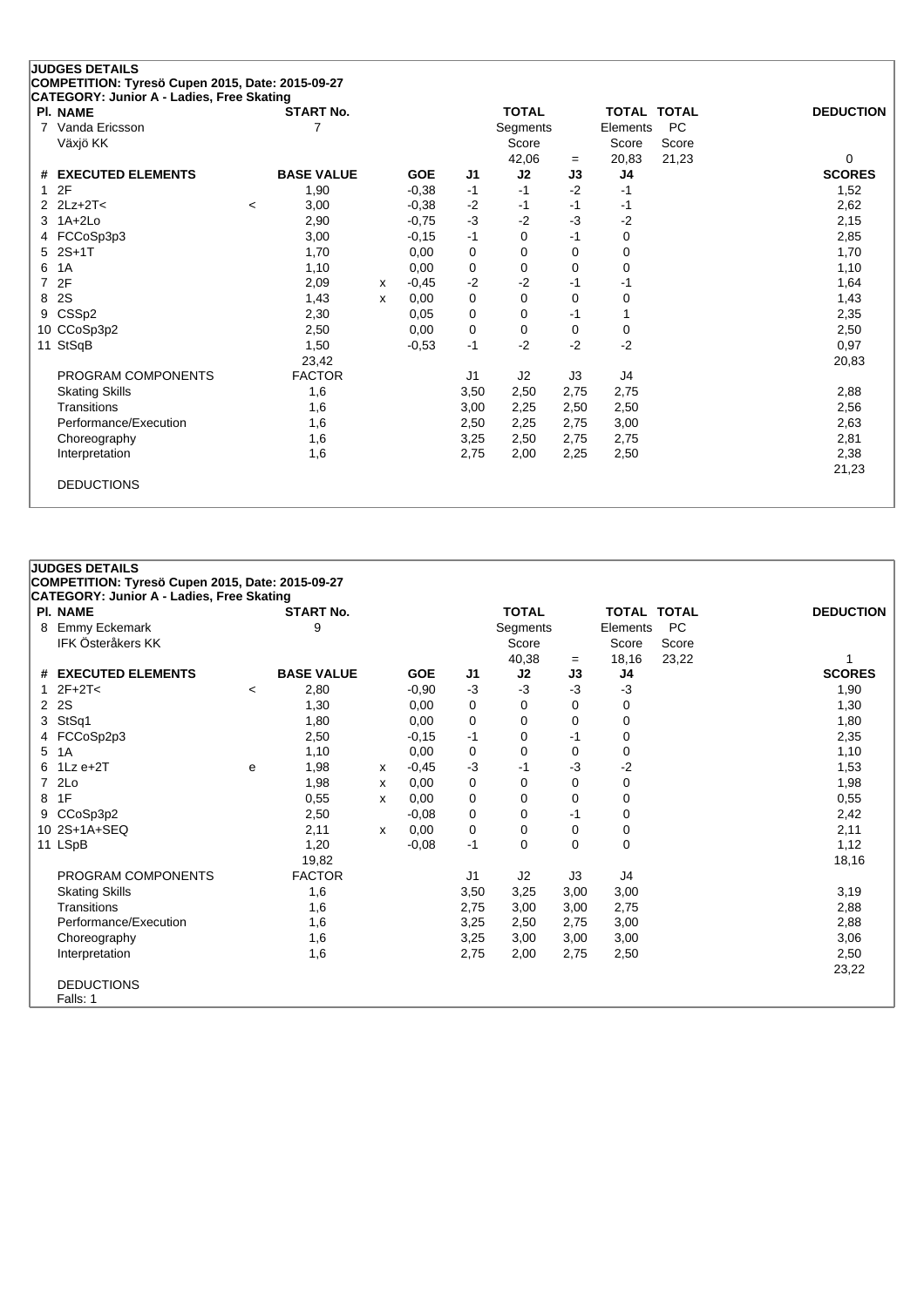## JUDGES DETAILS

**COMPETITION: Tyresö Cupen 2015, Date: 2015-09-27**

**CATEGORY: Junior A - Ladies, Free Skating**

| Pl. | NAME | START No. | TOTAL Segments Score | = | TOTAL Elements Score | TOTAL PC Score | DEDUCTION |
|---|---|---|---|---|---|---|---|
| 7 | Vanda Ericsson<br>Växjö KK | 7 | 42,06 | = | 20,83 | 21,23 | 0 |

| # | EXECUTED ELEMENTS | | BASE VALUE | | GOE | J1 | J2 | J3 | J4 | SCORES |
|---|---|---|---|---|---|---|---|---|---|---|
| 1 | 2F | | 1,90 | | -0,38 | -1 | -1 | -2 | -1 | 1,52 |
| 2 | 2Lz+2T< | < | 3,00 | | -0,38 | -2 | -1 | -1 | -1 | 2,62 |
| 3 | 1A+2Lo | | 2,90 | | -0,75 | -3 | -2 | -3 | -2 | 2,15 |
| 4 | FCCoSp3p3 | | 3,00 | | -0,15 | -1 | 0 | -1 | 0 | 2,85 |
| 5 | 2S+1T | | 1,70 | | 0,00 | 0 | 0 | 0 | 0 | 1,70 |
| 6 | 1A | | 1,10 | | 0,00 | 0 | 0 | 0 | 0 | 1,10 |
| 7 | 2F | | 2,09 | x | -0,45 | -2 | -2 | -1 | -1 | 1,64 |
| 8 | 2S | | 1,43 | x | 0,00 | 0 | 0 | 0 | 0 | 1,43 |
| 9 | CSSp2 | | 2,30 | | 0,05 | 0 | 0 | -1 | 1 | 2,35 |
| 10 | CCoSp3p2 | | 2,50 | | 0,00 | 0 | 0 | 0 | 0 | 2,50 |
| 11 | StSqB | | 1,50 | | -0,53 | -1 | -2 | -2 | -2 | 0,97 |
| | | | 23,42 | | | | | | | 20,83 |
| | PROGRAM COMPONENTS | | FACTOR | | | J1 | J2 | J3 | J4 | |
| | Skating Skills | | 1,6 | | | 3,50 | 2,50 | 2,75 | 2,75 | 2,88 |
| | Transitions | | 1,6 | | | 3,00 | 2,25 | 2,50 | 2,50 | 2,56 |
| | Performance/Execution | | 1,6 | | | 2,50 | 2,25 | 2,75 | 3,00 | 2,63 |
| | Choreography | | 1,6 | | | 3,25 | 2,50 | 2,75 | 2,75 | 2,81 |
| | Interpretation | | 1,6 | | | 2,75 | 2,00 | 2,25 | 2,50 | 2,38 |
| | | | | | | | | | | 21,23 |

DEDUCTIONS

## JUDGES DETAILS

**COMPETITION: Tyresö Cupen 2015, Date: 2015-09-27**

**CATEGORY: Junior A - Ladies, Free Skating**

| Pl. | NAME | START No. | TOTAL Segments Score | = | TOTAL Elements Score | TOTAL PC Score | DEDUCTION |
|---|---|---|---|---|---|---|---|
| 8 | Emmy Eckemark<br>IFK Österåkers KK | 9 | 40,38 | = | 18,16 | 23,22 | 1 |

| # | EXECUTED ELEMENTS | | BASE VALUE | | GOE | J1 | J2 | J3 | J4 | SCORES |
|---|---|---|---|---|---|---|---|---|---|---|
| 1 | 2F+2T< | < | 2,80 | | -0,90 | -3 | -3 | -3 | -3 | 1,90 |
| 2 | 2S | | 1,30 | | 0,00 | 0 | 0 | 0 | 0 | 1,30 |
| 3 | StSq1 | | 1,80 | | 0,00 | 0 | 0 | 0 | 0 | 1,80 |
| 4 | FCCoSp2p3 | | 2,50 | | -0,15 | -1 | 0 | -1 | 0 | 2,35 |
| 5 | 1A | | 1,10 | | 0,00 | 0 | 0 | 0 | 0 | 1,10 |
| 6 | 1Lz e+2T | e | 1,98 | x | -0,45 | -3 | -1 | -3 | -2 | 1,53 |
| 7 | 2Lo | | 1,98 | x | 0,00 | 0 | 0 | 0 | 0 | 1,98 |
| 8 | 1F | | 0,55 | x | 0,00 | 0 | 0 | 0 | 0 | 0,55 |
| 9 | CCoSp3p2 | | 2,50 | | -0,08 | 0 | 0 | -1 | 0 | 2,42 |
| 10 | 2S+1A+SEQ | | 2,11 | x | 0,00 | 0 | 0 | 0 | 0 | 2,11 |
| 11 | LSpB | | 1,20 | | -0,08 | -1 | 0 | 0 | 0 | 1,12 |
| | | | 19,82 | | | | | | | 18,16 |
| | PROGRAM COMPONENTS | | FACTOR | | | J1 | J2 | J3 | J4 | |
| | Skating Skills | | 1,6 | | | 3,50 | 3,25 | 3,00 | 3,00 | 3,19 |
| | Transitions | | 1,6 | | | 2,75 | 3,00 | 3,00 | 2,75 | 2,88 |
| | Performance/Execution | | 1,6 | | | 3,25 | 2,50 | 2,75 | 3,00 | 2,88 |
| | Choreography | | 1,6 | | | 3,25 | 3,00 | 3,00 | 3,00 | 3,06 |
| | Interpretation | | 1,6 | | | 2,75 | 2,00 | 2,75 | 2,50 | 2,50 |
| | | | | | | | | | | 23,22 |

DEDUCTIONS

Falls: 1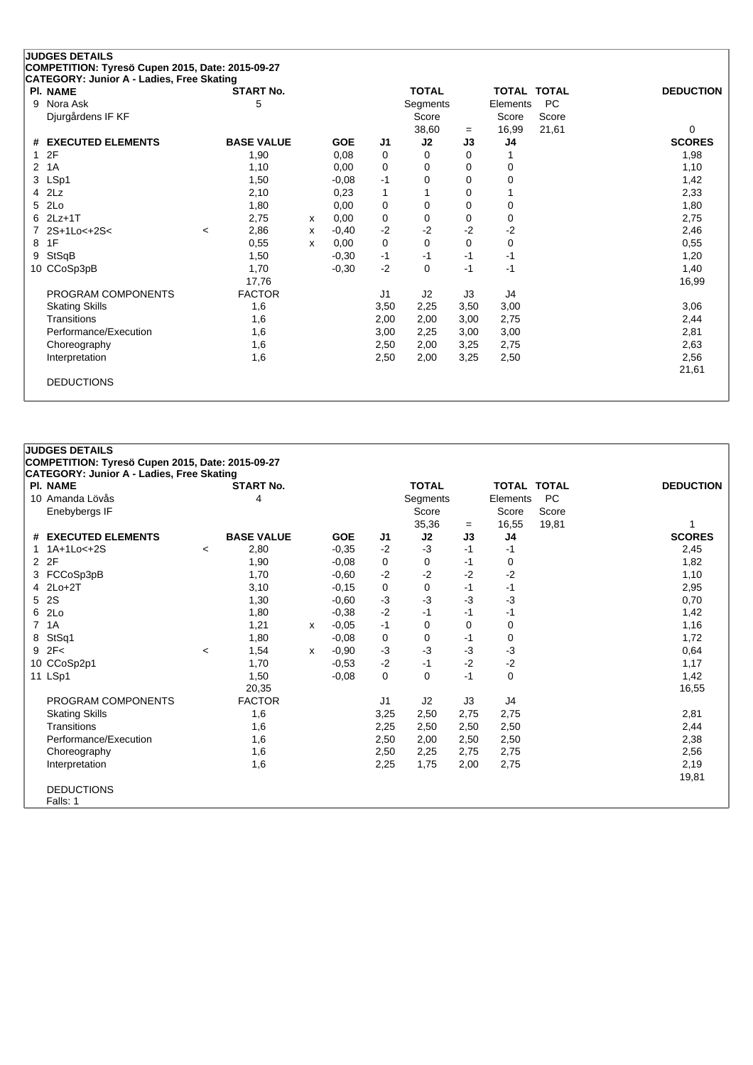**JUDGES DETAILS**

**COMPETITION: Tyresö Cupen 2015, Date: 2015-09-27**

**CATEGORY: Junior A - Ladies, Free Skating**

| Pl. | NAME | START No. | TOTAL Segments Score | = | TOTAL Elements Score | TOTAL PC Score | DEDUCTION |
|---|---|---|---|---|---|---|---|
| 9 | Nora Ask<br>Djurgårdens IF KF | 5 | 38,60 | = | 16,99 | 21,61 | 0 |

| # | EXECUTED ELEMENTS | | BASE VALUE | | GOE | J1 | J2 | J3 | J4 | SCORES |
|---|---|---|---|---|---|---|---|---|---|---|
| 1 | 2F | | 1,90 | | 0,08 | 0 | 0 | 0 | 1 | 1,98 |
| 2 | 1A | | 1,10 | | 0,00 | 0 | 0 | 0 | 0 | 1,10 |
| 3 | LSp1 | | 1,50 | | -0,08 | -1 | 0 | 0 | 0 | 1,42 |
| 4 | 2Lz | | 2,10 | | 0,23 | 1 | 1 | 0 | 1 | 2,33 |
| 5 | 2Lo | | 1,80 | | 0,00 | 0 | 0 | 0 | 0 | 1,80 |
| 6 | 2Lz+1T | | 2,75 | x | 0,00 | 0 | 0 | 0 | 0 | 2,75 |
| 7 | 2S+1Lo<+2S< | < | 2,86 | x | -0,40 | -2 | -2 | -2 | -2 | 2,46 |
| 8 | 1F | | 0,55 | x | 0,00 | 0 | 0 | 0 | 0 | 0,55 |
| 9 | StSqB | | 1,50 | | -0,30 | -1 | -1 | -1 | -1 | 1,20 |
| 10 | CCoSp3pB | | 1,70 | | -0,30 | -2 | 0 | -1 | -1 | 1,40 |
| | | | 17,76 | | | | | | | 16,99 |
| | PROGRAM COMPONENTS | | FACTOR | | | J1 | J2 | J3 | J4 | |
| | Skating Skills | | 1,6 | | | 3,50 | 2,25 | 3,50 | 3,00 | 3,06 |
| | Transitions | | 1,6 | | | 2,00 | 2,00 | 3,00 | 2,75 | 2,44 |
| | Performance/Execution | | 1,6 | | | 3,00 | 2,25 | 3,00 | 3,00 | 2,81 |
| | Choreography | | 1,6 | | | 2,50 | 2,00 | 3,25 | 2,75 | 2,63 |
| | Interpretation | | 1,6 | | | 2,50 | 2,00 | 3,25 | 2,50 | 2,56 |
| | | | | | | | | | | 21,61 |
| | DEDUCTIONS | | | | | | | | | |

**JUDGES DETAILS**

**COMPETITION: Tyresö Cupen 2015, Date: 2015-09-27**

**CATEGORY: Junior A - Ladies, Free Skating**

| Pl. | NAME | START No. | TOTAL Segments Score | = | TOTAL Elements Score | TOTAL PC Score | DEDUCTION |
|---|---|---|---|---|---|---|---|
| 10 | Amanda Lövås<br>Enebybergs IF | 4 | 35,36 | = | 16,55 | 19,81 | 1 |

| # | EXECUTED ELEMENTS | | BASE VALUE | | GOE | J1 | J2 | J3 | J4 | SCORES |
|---|---|---|---|---|---|---|---|---|---|---|
| 1 | 1A+1Lo<+2S | < | 2,80 | | -0,35 | -2 | -3 | -1 | -1 | 2,45 |
| 2 | 2F | | 1,90 | | -0,08 | 0 | 0 | -1 | 0 | 1,82 |
| 3 | FCCoSp3pB | | 1,70 | | -0,60 | -2 | -2 | -2 | -2 | 1,10 |
| 4 | 2Lo+2T | | 3,10 | | -0,15 | 0 | 0 | -1 | -1 | 2,95 |
| 5 | 2S | | 1,30 | | -0,60 | -3 | -3 | -3 | -3 | 0,70 |
| 6 | 2Lo | | 1,80 | | -0,38 | -2 | -1 | -1 | -1 | 1,42 |
| 7 | 1A | | 1,21 | x | -0,05 | -1 | 0 | 0 | 0 | 1,16 |
| 8 | StSq1 | | 1,80 | | -0,08 | 0 | 0 | -1 | 0 | 1,72 |
| 9 | 2F< | < | 1,54 | x | -0,90 | -3 | -3 | -3 | -3 | 0,64 |
| 10 | CCoSp2p1 | | 1,70 | | -0,53 | -2 | -1 | -2 | -2 | 1,17 |
| 11 | LSp1 | | 1,50 | | -0,08 | 0 | 0 | -1 | 0 | 1,42 |
| | | | 20,35 | | | | | | | 16,55 |
| | PROGRAM COMPONENTS | | FACTOR | | | J1 | J2 | J3 | J4 | |
| | Skating Skills | | 1,6 | | | 3,25 | 2,50 | 2,75 | 2,75 | 2,81 |
| | Transitions | | 1,6 | | | 2,25 | 2,50 | 2,50 | 2,50 | 2,44 |
| | Performance/Execution | | 1,6 | | | 2,50 | 2,00 | 2,50 | 2,50 | 2,38 |
| | Choreography | | 1,6 | | | 2,50 | 2,25 | 2,75 | 2,75 | 2,56 |
| | Interpretation | | 1,6 | | | 2,25 | 1,75 | 2,00 | 2,75 | 2,19 |
| | | | | | | | | | | 19,81 |
| | DEDUCTIONS | | | | | | | | | |
| | Falls: 1 | | | | | | | | | |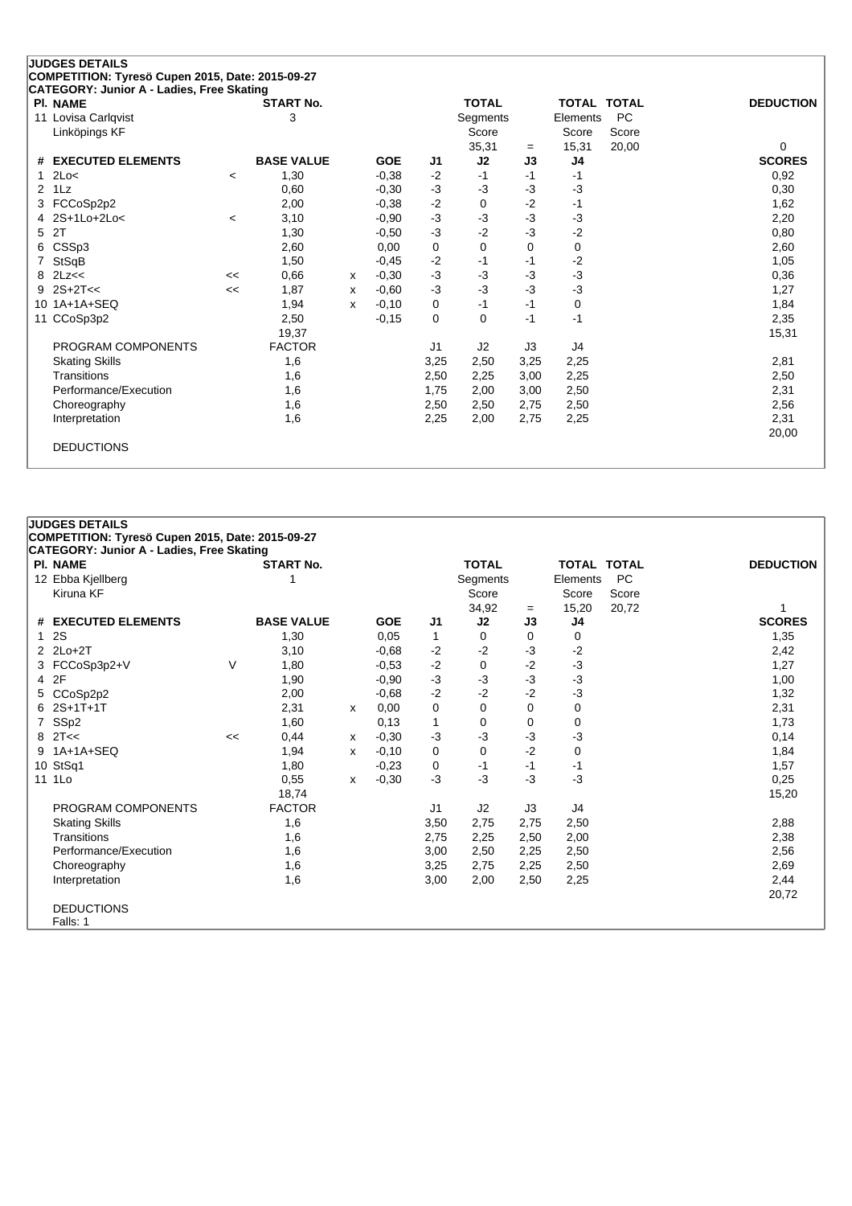## JUDGES DETAILS

**COMPETITION: Tyresö Cupen 2015, Date: 2015-09-27**

**CATEGORY: Junior A - Ladies, Free Skating**

| Pl. | NAME | START No. | TOTAL Segments Score | = | TOTAL Elements Score | TOTAL PC Score | DEDUCTION |
|---|---|---|---|---|---|---|---|
| 11 | Lovisa Carlqvist<br>Linköpings KF | 3 | 35,31 | = | 15,31 | 20,00 | 0 |

| # | EXECUTED ELEMENTS | | BASE VALUE | | GOE | J1 | J2 | J3 | J4 | SCORES |
|---|---|---|---|---|---|---|---|---|---|---|
| 1 | 2Lo< | < | 1,30 | | -0,38 | -2 | -1 | -1 | -1 | 0,92 |
| 2 | 1Lz | | 0,60 | | -0,30 | -3 | -3 | -3 | -3 | 0,30 |
| 3 | FCCoSp2p2 | | 2,00 | | -0,38 | -2 | 0 | -2 | -1 | 1,62 |
| 4 | 2S+1Lo+2Lo< | < | 3,10 | | -0,90 | -3 | -3 | -3 | -3 | 2,20 |
| 5 | 2T | | 1,30 | | -0,50 | -3 | -2 | -3 | -2 | 0,80 |
| 6 | CSSp3 | | 2,60 | | 0,00 | 0 | 0 | 0 | 0 | 2,60 |
| 7 | StSqB | | 1,50 | | -0,45 | -2 | -1 | -1 | -2 | 1,05 |
| 8 | 2Lz<< | << | 0,66 | x | -0,30 | -3 | -3 | -3 | -3 | 0,36 |
| 9 | 2S+2T<< | << | 1,87 | x | -0,60 | -3 | -3 | -3 | -3 | 1,27 |
| 10 | 1A+1A+SEQ | | 1,94 | x | -0,10 | 0 | -1 | -1 | 0 | 1,84 |
| 11 | CCoSp3p2 | | 2,50 | | -0,15 | 0 | 0 | -1 | -1 | 2,35 |
| | | | 19,37 | | | | | | | 15,31 |

| PROGRAM COMPONENTS | FACTOR | J1 | J2 | J3 | J4 | SCORES |
|---|---|---|---|---|---|---|
| Skating Skills | 1,6 | 3,25 | 2,50 | 3,25 | 2,25 | 2,81 |
| Transitions | 1,6 | 2,50 | 2,25 | 3,00 | 2,25 | 2,50 |
| Performance/Execution | 1,6 | 1,75 | 2,00 | 3,00 | 2,50 | 2,31 |
| Choreography | 1,6 | 2,50 | 2,50 | 2,75 | 2,50 | 2,56 |
| Interpretation | 1,6 | 2,25 | 2,00 | 2,75 | 2,25 | 2,31 |
| | | | | | | 20,00 |

DEDUCTIONS

## JUDGES DETAILS

**COMPETITION: Tyresö Cupen 2015, Date: 2015-09-27**

**CATEGORY: Junior A - Ladies, Free Skating**

| Pl. | NAME | START No. | TOTAL Segments Score | = | TOTAL Elements Score | TOTAL PC Score | DEDUCTION |
|---|---|---|---|---|---|---|---|
| 12 | Ebba Kjellberg<br>Kiruna KF | 1 | 34,92 | = | 15,20 | 20,72 | 1 |

| # | EXECUTED ELEMENTS | | BASE VALUE | | GOE | J1 | J2 | J3 | J4 | SCORES |
|---|---|---|---|---|---|---|---|---|---|---|
| 1 | 2S | | 1,30 | | 0,05 | 1 | 0 | 0 | 0 | 1,35 |
| 2 | 2Lo+2T | | 3,10 | | -0,68 | -2 | -2 | -3 | -2 | 2,42 |
| 3 | FCCoSp3p2+V | V | 1,80 | | -0,53 | -2 | 0 | -2 | -3 | 1,27 |
| 4 | 2F | | 1,90 | | -0,90 | -3 | -3 | -3 | -3 | 1,00 |
| 5 | CCoSp2p2 | | 2,00 | | -0,68 | -2 | -2 | -2 | -3 | 1,32 |
| 6 | 2S+1T+1T | | 2,31 | x | 0,00 | 0 | 0 | 0 | 0 | 2,31 |
| 7 | SSp2 | | 1,60 | | 0,13 | 1 | 0 | 0 | 0 | 1,73 |
| 8 | 2T<< | << | 0,44 | x | -0,30 | -3 | -3 | -3 | -3 | 0,14 |
| 9 | 1A+1A+SEQ | | 1,94 | x | -0,10 | 0 | 0 | -2 | 0 | 1,84 |
| 10 | StSq1 | | 1,80 | | -0,23 | 0 | -1 | -1 | -1 | 1,57 |
| 11 | 1Lo | | 0,55 | x | -0,30 | -3 | -3 | -3 | -3 | 0,25 |
| | | | 18,74 | | | | | | | 15,20 |

| PROGRAM COMPONENTS | FACTOR | J1 | J2 | J3 | J4 | SCORES |
|---|---|---|---|---|---|---|
| Skating Skills | 1,6 | 3,50 | 2,75 | 2,75 | 2,50 | 2,88 |
| Transitions | 1,6 | 2,75 | 2,25 | 2,50 | 2,00 | 2,38 |
| Performance/Execution | 1,6 | 3,00 | 2,50 | 2,25 | 2,50 | 2,56 |
| Choreography | 1,6 | 3,25 | 2,75 | 2,25 | 2,50 | 2,69 |
| Interpretation | 1,6 | 3,00 | 2,00 | 2,50 | 2,25 | 2,44 |
| | | | | | | 20,72 |

DEDUCTIONS

Falls: 1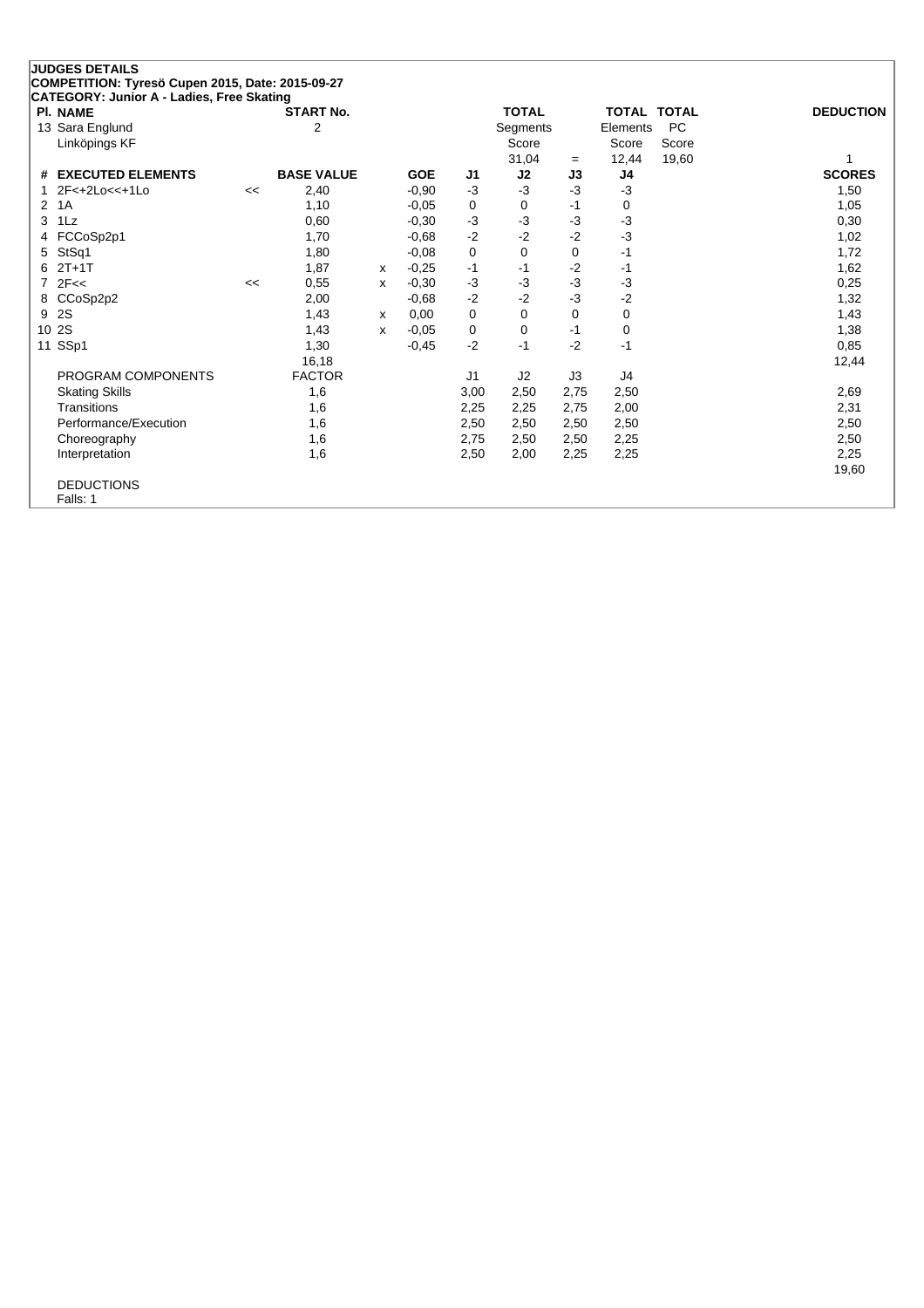**JUDGES DETAILS**
**COMPETITION: Tyresö Cupen 2015, Date: 2015-09-27**
**CATEGORY: Junior A - Ladies, Free Skating**

| Pl. | NAME | START No. | TOTAL Segments Score | = | TOTAL Elements Score | TOTAL PC Score | DEDUCTION |
|---|---|---|---|---|---|---|---|
| 13 | Sara Englund<br>Linköpings KF | 2 | 31,04 | = | 12,44 | 19,60 | 1 |

| # | EXECUTED ELEMENTS | | BASE VALUE | | GOE | J1 | J2 | J3 | J4 | SCORES |
|---|---|---|---|---|---|---|---|---|---|---|
| 1 | 2F<+2Lo<<+1Lo | << | 2,40 | | -0,90 | -3 | -3 | -3 | -3 | 1,50 |
| 2 | 1A | | 1,10 | | -0,05 | 0 | 0 | -1 | 0 | 1,05 |
| 3 | 1Lz | | 0,60 | | -0,30 | -3 | -3 | -3 | -3 | 0,30 |
| 4 | FCCoSp2p1 | | 1,70 | | -0,68 | -2 | -2 | -2 | -3 | 1,02 |
| 5 | StSq1 | | 1,80 | | -0,08 | 0 | 0 | 0 | -1 | 1,72 |
| 6 | 2T+1T | | 1,87 | x | -0,25 | -1 | -1 | -2 | -1 | 1,62 |
| 7 | 2F<< | << | 0,55 | x | -0,30 | -3 | -3 | -3 | -3 | 0,25 |
| 8 | CCoSp2p2 | | 2,00 | | -0,68 | -2 | -2 | -3 | -2 | 1,32 |
| 9 | 2S | | 1,43 | x | 0,00 | 0 | 0 | 0 | 0 | 1,43 |
| 10 | 2S | | 1,43 | x | -0,05 | 0 | 0 | -1 | 0 | 1,38 |
| 11 | SSp1 | | 1,30 | | -0,45 | -2 | -1 | -2 | -1 | 0,85 |
| | | | 16,18 | | | | | | | 12,44 |

| PROGRAM COMPONENTS | FACTOR | J1 | J2 | J3 | J4 | |
|---|---|---|---|---|---|---|
| Skating Skills | 1,6 | 3,00 | 2,50 | 2,75 | 2,50 | 2,69 |
| Transitions | 1,6 | 2,25 | 2,25 | 2,75 | 2,00 | 2,31 |
| Performance/Execution | 1,6 | 2,50 | 2,50 | 2,50 | 2,50 | 2,50 |
| Choreography | 1,6 | 2,75 | 2,50 | 2,50 | 2,25 | 2,50 |
| Interpretation | 1,6 | 2,50 | 2,00 | 2,25 | 2,25 | 2,25 |
| | | | | | | 19,60 |

DEDUCTIONS
Falls: 1